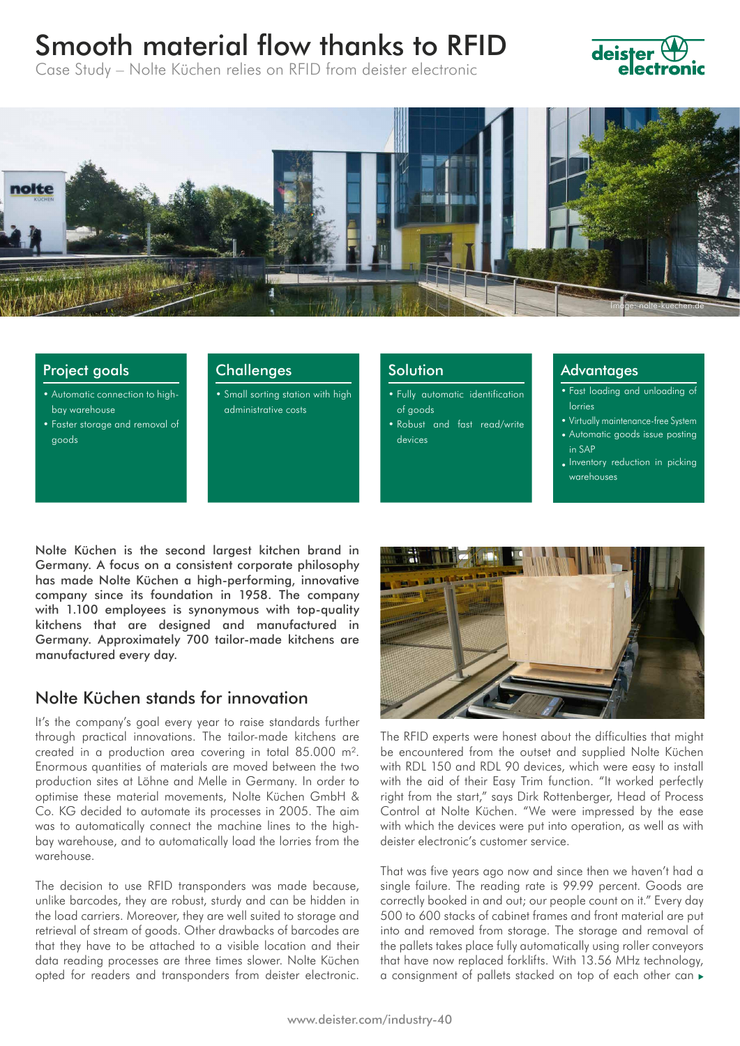# Smooth material flow thanks to RFID

Case Study – Nolte Küchen relies on RFID from deister electronic

Image: nolte-kuechen.de

## Project goals

- Automatic connection to high-bay warehouse
- Faster storage and removal of goods

## Challenges

- Small sorting station with high administrative costs

## Solution

- Fully automatic identification of goods
- Robust and fast read/write devices

## Advantages

- Fast loading and unloading of lorries
- Virtually maintenance-free System
- Automatic goods issue posting in SAP
- Inventory reduction in picking warehouses

Nolte Küchen is the second largest kitchen brand in Germany. A focus on a consistent corporate philosophy has made Nolte Küchen a high-performing, innovative company since its foundation in 1958. The company with 1.100 employees is synonymous with top-quality kitchens that are designed and manufactured in Germany. Approximately 700 tailor-made kitchens are manufactured every day.

## Nolte Küchen stands for innovation

It's the company's goal every year to raise standards further through practical innovations. The tailor-made kitchens are created in a production area covering in total 85.000 m². Enormous quantities of materials are moved between the two production sites at Löhne and Melle in Germany. In order to optimise these material movements, Nolte Küchen GmbH & Co. KG decided to automate its processes in 2005. The aim was to automatically connect the machine lines to the high-bay warehouse, and to automatically load the lorries from the warehouse.

The decision to use RFID transponders was made because, unlike barcodes, they are robust, sturdy and can be hidden in the load carriers. Moreover, they are well suited to storage and retrieval of stream of goods. Other drawbacks of barcodes are that they have to be attached to a visible location and their data reading processes are three times slower. Nolte Küchen opted for readers and transponders from deister electronic.

The RFID experts were honest about the difficulties that might be encountered from the outset and supplied Nolte Küchen with RDL 150 and RDL 90 devices, which were easy to install with the aid of their Easy Trim function. "It worked perfectly right from the start," says Dirk Rottenberger, Head of Process Control at Nolte Küchen. "We were impressed by the ease with which the devices were put into operation, as well as with deister electronic's customer service.

That was five years ago now and since then we haven't had a single failure. The reading rate is 99.99 percent. Goods are correctly booked in and out; our people count on it." Every day 500 to 600 stacks of cabinet frames and front material are put into and removed from storage. The storage and removal of the pallets takes place fully automatically using roller conveyors that have now replaced forklifts. With 13.56 MHz technology, a consignment of pallets stacked on top of each other can ▸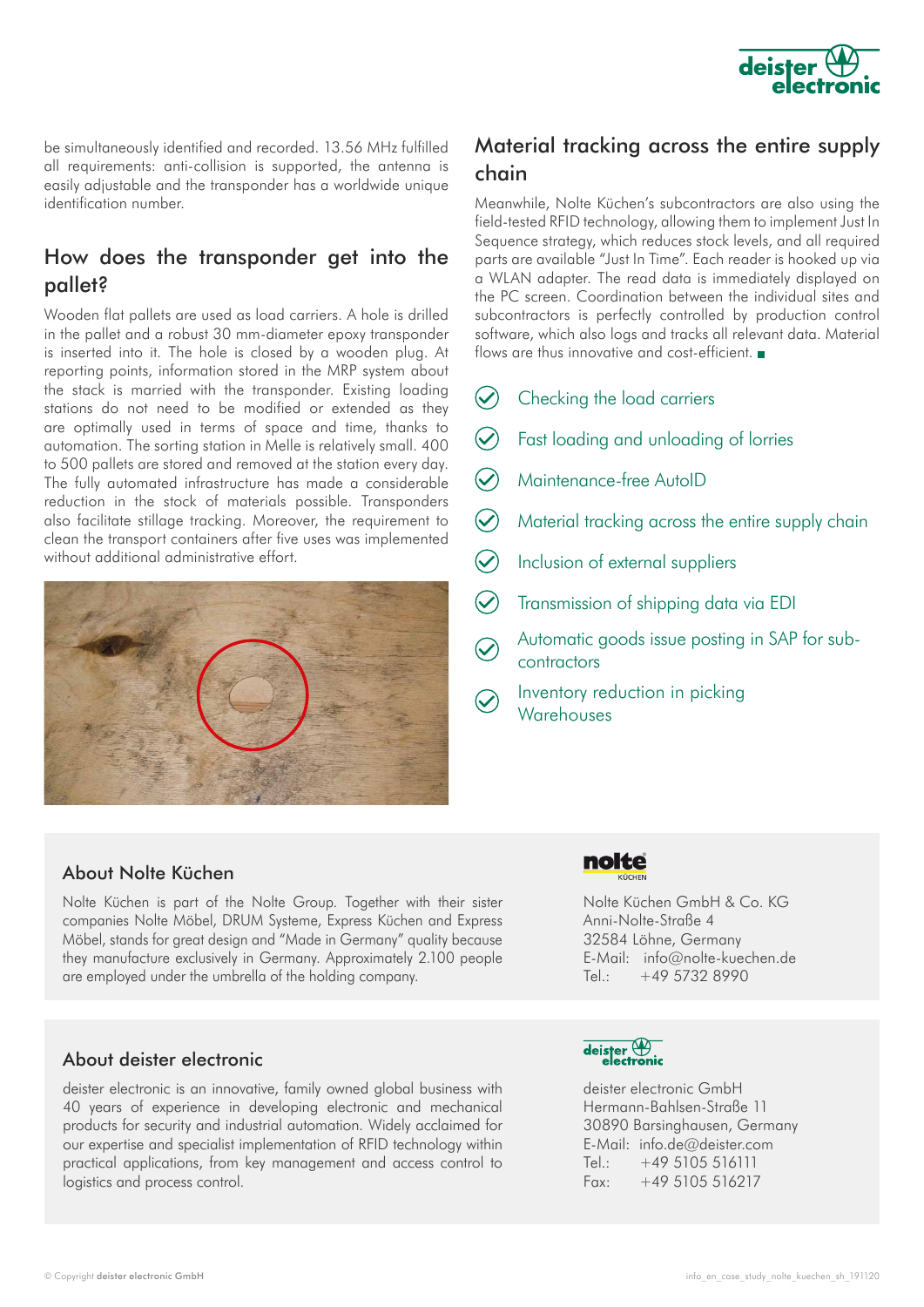be simultaneously identified and recorded. 13.56 MHz fulfilled all requirements: anti-collision is supported, the antenna is easily adjustable and the transponder has a worldwide unique identification number.

## How does the transponder get into the pallet?

Wooden flat pallets are used as load carriers. A hole is drilled in the pallet and a robust 30 mm-diameter epoxy transponder is inserted into it. The hole is closed by a wooden plug. At reporting points, information stored in the MRP system about the stack is married with the transponder. Existing loading stations do not need to be modified or extended as they are optimally used in terms of space and time, thanks to automation. The sorting station in Melle is relatively small. 400 to 500 pallets are stored and removed at the station every day. The fully automated infrastructure has made a considerable reduction in the stock of materials possible. Transponders also facilitate stillage tracking. Moreover, the requirement to clean the transport containers after five uses was implemented without additional administrative effort.

## Material tracking across the entire supply chain

Meanwhile, Nolte Küchen's subcontractors are also using the field-tested RFID technology, allowing them to implement Just In Sequence strategy, which reduces stock levels, and all required parts are available "Just In Time". Each reader is hooked up via a WLAN adapter. The read data is immediately displayed on the PC screen. Coordination between the individual sites and subcontractors is perfectly controlled by production control software, which also logs and tracks all relevant data. Material flows are thus innovative and cost-efficient. ■

- Checking the load carriers
- Fast loading and unloading of lorries
- Maintenance-free AutoID
- Material tracking across the entire supply chain
- Inclusion of external suppliers
- Transmission of shipping data via EDI
- Automatic goods issue posting in SAP for sub-contractors
- Inventory reduction in picking Warehouses

### About Nolte Küchen

Nolte Küchen is part of the Nolte Group. Together with their sister companies Nolte Möbel, DRUM Systeme, Express Küchen and Express Möbel, stands for great design and "Made in Germany" quality because they manufacture exclusively in Germany. Approximately 2.100 people are employed under the umbrella of the holding company.

Nolte Küchen GmbH & Co. KG
Anni-Nolte-Straße 4
32584 Löhne, Germany
E-Mail: info@nolte-kuechen.de
Tel.: +49 5732 8990

### About deister electronic

deister electronic is an innovative, family owned global business with 40 years of experience in developing electronic and mechanical products for security and industrial automation. Widely acclaimed for our expertise and specialist implementation of RFID technology within practical applications, from key management and access control to logistics and process control.

deister electronic GmbH
Hermann-Bahlsen-Straße 11
30890 Barsinghausen, Germany
E-Mail: info.de@deister.com
Tel.: +49 5105 516111
Fax: +49 5105 516217

© Copyright deister electronic GmbH